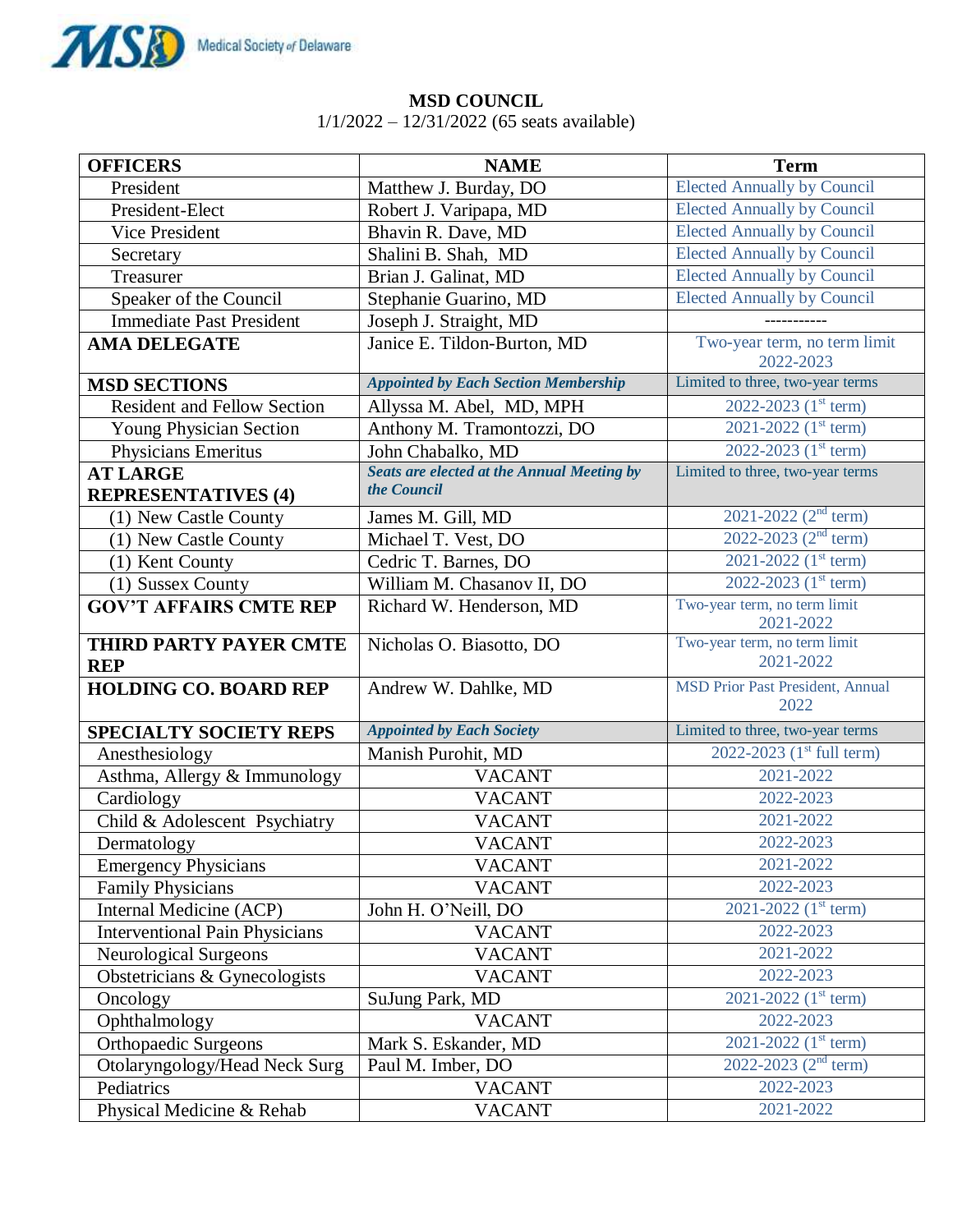Medical Society of Delaware

# MSD COUNCIL

1/1/2022 – 12/31/2022 (65 seats available)

| OFFICERS | NAME | Term |
|---|---|---|
| President | Matthew J. Burday, DO | Elected Annually by Council |
| President-Elect | Robert J. Varipapa, MD | Elected Annually by Council |
| Vice President | Bhavin R. Dave, MD | Elected Annually by Council |
| Secretary | Shalini B. Shah, MD | Elected Annually by Council |
| Treasurer | Brian J. Galinat, MD | Elected Annually by Council |
| Speaker of the Council | Stephanie Guarino, MD | Elected Annually by Council |
| Immediate Past President | Joseph J. Straight, MD | ----------- |
| **AMA DELEGATE** | Janice E. Tildon-Burton, MD | Two-year term, no term limit 2022-2023 |
| **MSD SECTIONS** | ***Appointed by Each Section Membership*** | Limited to three, two-year terms |
| Resident and Fellow Section | Allyssa M. Abel, MD, MPH | 2022-2023 (1st term) |
| Young Physician Section | Anthony M. Tramontozzi, DO | 2021-2022 (1st term) |
| Physicians Emeritus | John Chabalko, MD | 2022-2023 (1st term) |
| **AT LARGE REPRESENTATIVES (4)** | ***Seats are elected at the Annual Meeting by the Council*** | Limited to three, two-year terms |
| (1) New Castle County | James M. Gill, MD | 2021-2022 (2nd term) |
| (1) New Castle County | Michael T. Vest, DO | 2022-2023 (2nd term) |
| (1) Kent County | Cedric T. Barnes, DO | 2021-2022 (1st term) |
| (1) Sussex County | William M. Chasanov II, DO | 2022-2023 (1st term) |
| **GOV'T AFFAIRS CMTE REP** | Richard W. Henderson, MD | Two-year term, no term limit 2021-2022 |
| **THIRD PARTY PAYER CMTE REP** | Nicholas O. Biasotto, DO | Two-year term, no term limit 2021-2022 |
| **HOLDING CO. BOARD REP** | Andrew W. Dahlke, MD | MSD Prior Past President, Annual 2022 |
| **SPECIALTY SOCIETY REPS** | ***Appointed by Each Society*** | Limited to three, two-year terms |
| Anesthesiology | Manish Purohit, MD | 2022-2023 (1st full term) |
| Asthma, Allergy & Immunology | VACANT | 2021-2022 |
| Cardiology | VACANT | 2022-2023 |
| Child & Adolescent Psychiatry | VACANT | 2021-2022 |
| Dermatology | VACANT | 2022-2023 |
| Emergency Physicians | VACANT | 2021-2022 |
| Family Physicians | VACANT | 2022-2023 |
| Internal Medicine (ACP) | John H. O'Neill, DO | 2021-2022 (1st term) |
| Interventional Pain Physicians | VACANT | 2022-2023 |
| Neurological Surgeons | VACANT | 2021-2022 |
| Obstetricians & Gynecologists | VACANT | 2022-2023 |
| Oncology | SuJung Park, MD | 2021-2022 (1st term) |
| Ophthalmology | VACANT | 2022-2023 |
| Orthopaedic Surgeons | Mark S. Eskander, MD | 2021-2022 (1st term) |
| Otolaryngology/Head Neck Surg | Paul M. Imber, DO | 2022-2023 (2nd term) |
| Pediatrics | VACANT | 2022-2023 |
| Physical Medicine & Rehab | VACANT | 2021-2022 |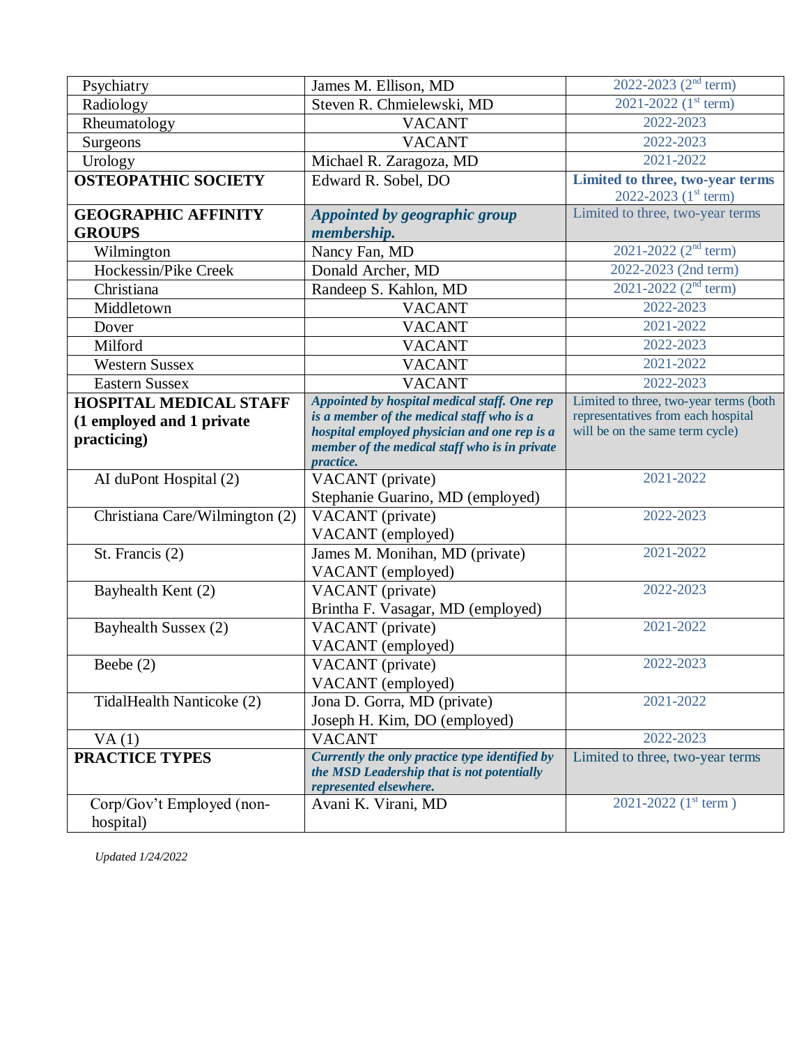| | | |
|---|---|---|
| Psychiatry | James M. Ellison, MD | 2022-2023 (2nd term) |
| Radiology | Steven R. Chmielewski, MD | 2021-2022 (1st term) |
| Rheumatology | VACANT | 2022-2023 |
| Surgeons | VACANT | 2022-2023 |
| Urology | Michael R. Zaragoza, MD | 2021-2022 |
| **OSTEOPATHIC SOCIETY** | Edward R. Sobel, DO | **Limited to three, two-year terms** 2022-2023 (1st term) |
| **GEOGRAPHIC AFFINITY GROUPS** | ***Appointed by geographic group membership.*** | Limited to three, two-year terms |
| Wilmington | Nancy Fan, MD | 2021-2022 (2nd term) |
| Hockessin/Pike Creek | Donald Archer, MD | 2022-2023 (2nd term) |
| Christiana | Randeep S. Kahlon, MD | 2021-2022 (2nd term) |
| Middletown | VACANT | 2022-2023 |
| Dover | VACANT | 2021-2022 |
| Milford | VACANT | 2022-2023 |
| Western Sussex | VACANT | 2021-2022 |
| Eastern Sussex | VACANT | 2022-2023 |
| **HOSPITAL MEDICAL STAFF (1 employed and 1 private practicing)** | ***Appointed by hospital medical staff. One rep is a member of the medical staff who is a hospital employed physician and one rep is a member of the medical staff who is in private practice.*** | Limited to three, two-year terms (both representatives from each hospital will be on the same term cycle) |
| AI duPont Hospital (2) | VACANT (private)<br>Stephanie Guarino, MD (employed) | 2021-2022 |
| Christiana Care/Wilmington (2) | VACANT (private)<br>VACANT (employed) | 2022-2023 |
| St. Francis (2) | James M. Monihan, MD (private)<br>VACANT (employed) | 2021-2022 |
| Bayhealth Kent (2) | VACANT (private)<br>Brintha F. Vasagar, MD (employed) | 2022-2023 |
| Bayhealth Sussex (2) | VACANT (private)<br>VACANT (employed) | 2021-2022 |
| Beebe (2) | VACANT (private)<br>VACANT (employed) | 2022-2023 |
| TidalHealth Nanticoke (2) | Jona D. Gorra, MD (private)<br>Joseph H. Kim, DO (employed) | 2021-2022 |
| VA (1) | VACANT | 2022-2023 |
| **PRACTICE TYPES** | ***Currently the only practice type identified by the MSD Leadership that is not potentially represented elsewhere.*** | Limited to three, two-year terms |
| Corp/Gov't Employed (non-hospital) | Avani K. Virani, MD | 2021-2022 (1st term ) |

*Updated 1/24/2022*